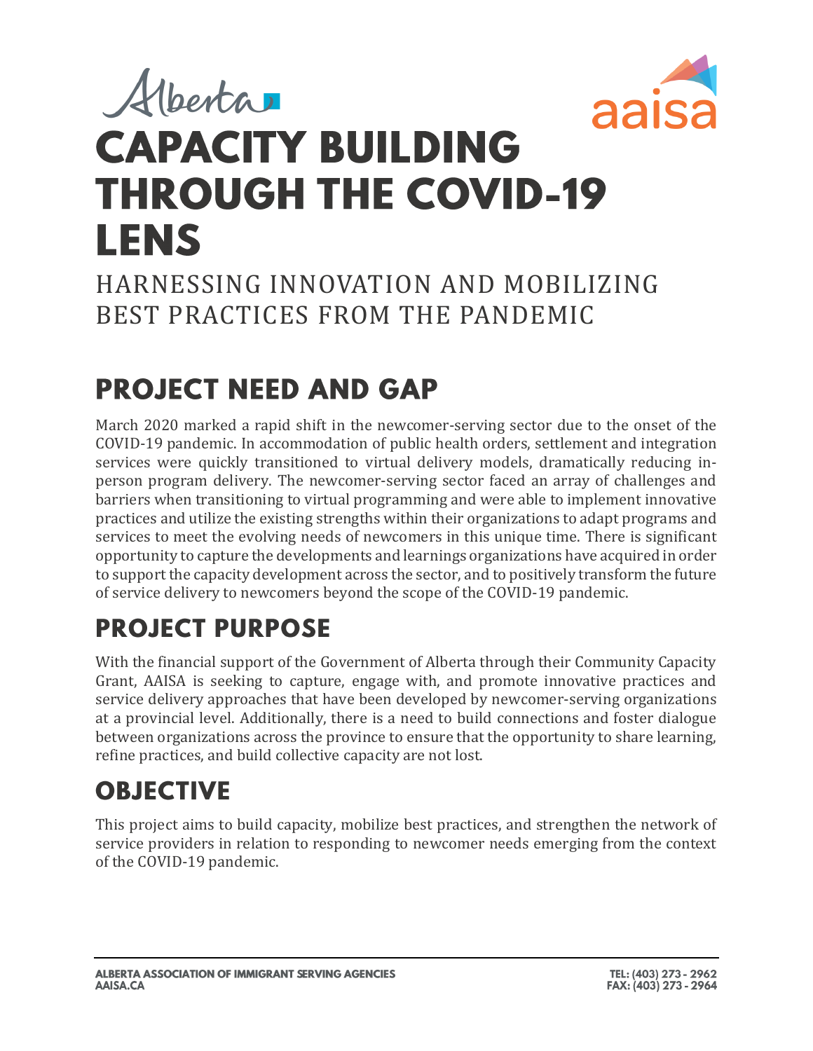# CAPACITY BUILDING THROUGH THE COVID-19 LENS

HARNESSING INNOVATION AND MOBILIZING BEST PRACTICES FROM THE PANDEMIC

## PROJECT NEED AND GAP

March 2020 marked a rapid shift in the newcomer-serving sector due to the onset of the COVID-19 pandemic. In accommodation of public health orders, settlement and integration services were quickly transitioned to virtual delivery models, dramatically reducing in-person program delivery. The newcomer-serving sector faced an array of challenges and barriers when transitioning to virtual programming and were able to implement innovative practices and utilize the existing strengths within their organizations to adapt programs and services to meet the evolving needs of newcomers in this unique time. There is significant opportunity to capture the developments and learnings organizations have acquired in order to support the capacity development across the sector, and to positively transform the future of service delivery to newcomers beyond the scope of the COVID-19 pandemic.

## PROJECT PURPOSE

With the financial support of the Government of Alberta through their Community Capacity Grant, AAISA is seeking to capture, engage with, and promote innovative practices and service delivery approaches that have been developed by newcomer-serving organizations at a provincial level. Additionally, there is a need to build connections and foster dialogue between organizations across the province to ensure that the opportunity to share learning, refine practices, and build collective capacity are not lost.

## OBJECTIVE

This project aims to build capacity, mobilize best practices, and strengthen the network of service providers in relation to responding to newcomer needs emerging from the context of the COVID-19 pandemic.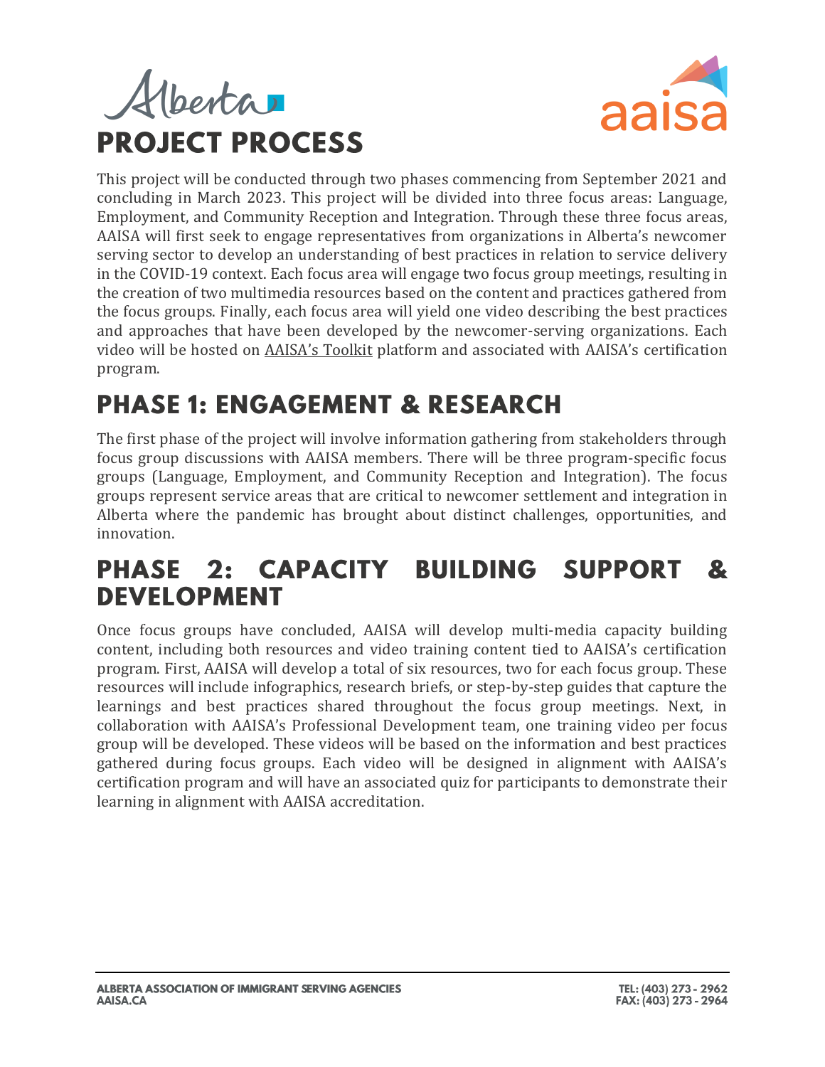# PROJECT PROCESS

This project will be conducted through two phases commencing from September 2021 and concluding in March 2023. This project will be divided into three focus areas: Language, Employment, and Community Reception and Integration. Through these three focus areas, AAISA will first seek to engage representatives from organizations in Alberta's newcomer serving sector to develop an understanding of best practices in relation to service delivery in the COVID-19 context. Each focus area will engage two focus group meetings, resulting in the creation of two multimedia resources based on the content and practices gathered from the focus groups. Finally, each focus area will yield one video describing the best practices and approaches that have been developed by the newcomer-serving organizations. Each video will be hosted on AAISA's Toolkit platform and associated with AAISA's certification program.

## PHASE 1: ENGAGEMENT & RESEARCH

The first phase of the project will involve information gathering from stakeholders through focus group discussions with AAISA members. There will be three program-specific focus groups (Language, Employment, and Community Reception and Integration). The focus groups represent service areas that are critical to newcomer settlement and integration in Alberta where the pandemic has brought about distinct challenges, opportunities, and innovation.

## PHASE 2: CAPACITY BUILDING SUPPORT & DEVELOPMENT

Once focus groups have concluded, AAISA will develop multi-media capacity building content, including both resources and video training content tied to AAISA's certification program. First, AAISA will develop a total of six resources, two for each focus group. These resources will include infographics, research briefs, or step-by-step guides that capture the learnings and best practices shared throughout the focus group meetings. Next, in collaboration with AAISA's Professional Development team, one training video per focus group will be developed. These videos will be based on the information and best practices gathered during focus groups. Each video will be designed in alignment with AAISA's certification program and will have an associated quiz for participants to demonstrate their learning in alignment with AAISA accreditation.